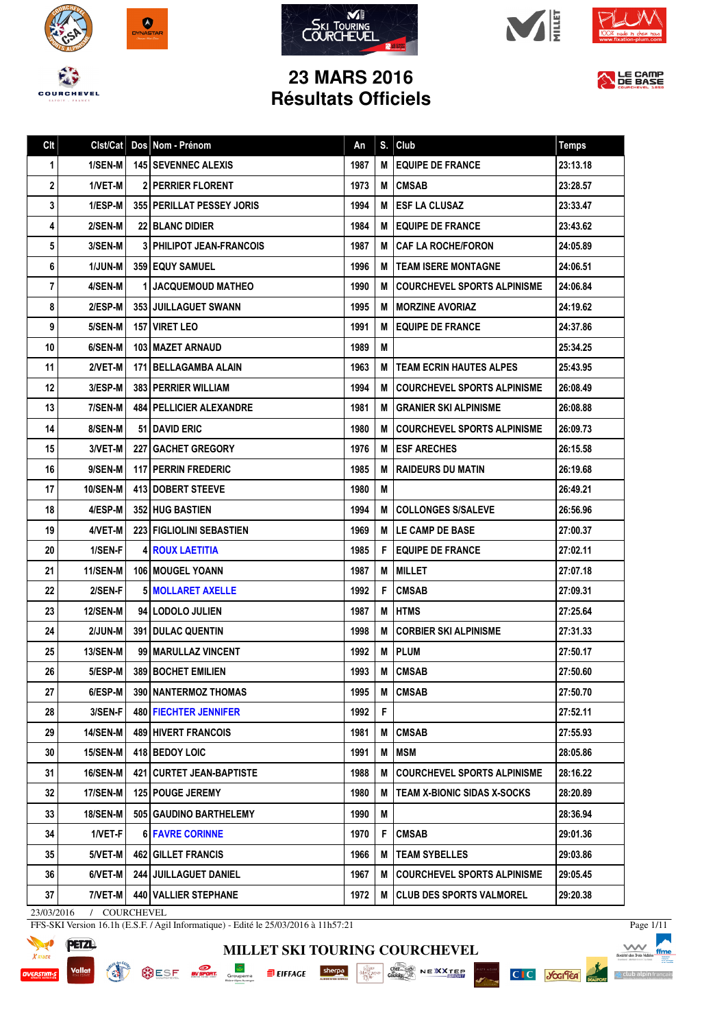# 23 MARS 2016
## Résultats Officiels

| Clt | Clst/Cat | Dos | Nom - Prénom | An | S. | Club | Temps |
|---|---|---|---|---|---|---|---|
| 1 | 1/SEN-M | 145 | SEVENNEC ALEXIS | 1987 | M | EQUIPE DE FRANCE | 23:13.18 |
| 2 | 1/VET-M | 2 | PERRIER FLORENT | 1973 | M | CMSAB | 23:28.57 |
| 3 | 1/ESP-M | 355 | PERILLAT PESSEY JORIS | 1994 | M | ESF LA CLUSAZ | 23:33.47 |
| 4 | 2/SEN-M | 22 | BLANC DIDIER | 1984 | M | EQUIPE DE FRANCE | 23:43.62 |
| 5 | 3/SEN-M | 3 | PHILIPOT JEAN-FRANCOIS | 1987 | M | CAF LA ROCHE/FORON | 24:05.89 |
| 6 | 1/JUN-M | 359 | EQUY SAMUEL | 1996 | M | TEAM ISERE MONTAGNE | 24:06.51 |
| 7 | 4/SEN-M | 1 | JACQUEMOUD MATHEO | 1990 | M | COURCHEVEL SPORTS ALPINISME | 24:06.84 |
| 8 | 2/ESP-M | 353 | JUILLAGUET SWANN | 1995 | M | MORZINE AVORIAZ | 24:19.62 |
| 9 | 5/SEN-M | 157 | VIRET LEO | 1991 | M | EQUIPE DE FRANCE | 24:37.86 |
| 10 | 6/SEN-M | 103 | MAZET ARNAUD | 1989 | M | | 25:34.25 |
| 11 | 2/VET-M | 171 | BELLAGAMBA ALAIN | 1963 | M | TEAM ECRIN HAUTES ALPES | 25:43.95 |
| 12 | 3/ESP-M | 383 | PERRIER WILLIAM | 1994 | M | COURCHEVEL SPORTS ALPINISME | 26:08.49 |
| 13 | 7/SEN-M | 484 | PELLICIER ALEXANDRE | 1981 | M | GRANIER SKI ALPINISME | 26:08.88 |
| 14 | 8/SEN-M | 51 | DAVID ERIC | 1980 | M | COURCHEVEL SPORTS ALPINISME | 26:09.73 |
| 15 | 3/VET-M | 227 | GACHET GREGORY | 1976 | M | ESF ARECHES | 26:15.58 |
| 16 | 9/SEN-M | 117 | PERRIN FREDERIC | 1985 | M | RAIDEURS DU MATIN | 26:19.68 |
| 17 | 10/SEN-M | 413 | DOBERT STEEVE | 1980 | M | | 26:49.21 |
| 18 | 4/ESP-M | 352 | HUG BASTIEN | 1994 | M | COLLONGES S/SALEVE | 26:56.96 |
| 19 | 4/VET-M | 223 | FIGLIOLINI SEBASTIEN | 1969 | M | LE CAMP DE BASE | 27:00.37 |
| 20 | 1/SEN-F | 4 | ROUX LAETITIA | 1985 | F | EQUIPE DE FRANCE | 27:02.11 |
| 21 | 11/SEN-M | 106 | MOUGEL YOANN | 1987 | M | MILLET | 27:07.18 |
| 22 | 2/SEN-F | 5 | MOLLARET AXELLE | 1992 | F | CMSAB | 27:09.31 |
| 23 | 12/SEN-M | 94 | LODOLO JULIEN | 1987 | M | HTMS | 27:25.64 |
| 24 | 2/JUN-M | 391 | DULAC QUENTIN | 1998 | M | CORBIER SKI ALPINISME | 27:31.33 |
| 25 | 13/SEN-M | 99 | MARULLAZ VINCENT | 1992 | M | PLUM | 27:50.17 |
| 26 | 5/ESP-M | 389 | BOCHET EMILIEN | 1993 | M | CMSAB | 27:50.60 |
| 27 | 6/ESP-M | 390 | NANTERMOZ THOMAS | 1995 | M | CMSAB | 27:50.70 |
| 28 | 3/SEN-F | 480 | FIECHTER JENNIFER | 1992 | F | | 27:52.11 |
| 29 | 14/SEN-M | 489 | HIVERT FRANCOIS | 1981 | M | CMSAB | 27:55.93 |
| 30 | 15/SEN-M | 418 | BEDOY LOIC | 1991 | M | MSM | 28:05.86 |
| 31 | 16/SEN-M | 421 | CURTET JEAN-BAPTISTE | 1988 | M | COURCHEVEL SPORTS ALPINISME | 28:16.22 |
| 32 | 17/SEN-M | 125 | POUGE JEREMY | 1980 | M | TEAM X-BIONIC SIDAS X-SOCKS | 28:20.89 |
| 33 | 18/SEN-M | 505 | GAUDINO BARTHELEMY | 1990 | M | | 28:36.94 |
| 34 | 1/VET-F | 6 | FAVRE CORINNE | 1970 | F | CMSAB | 29:01.36 |
| 35 | 5/VET-M | 462 | GILLET FRANCIS | 1966 | M | TEAM SYBELLES | 29:03.86 |
| 36 | 6/VET-M | 244 | JUILLAGUET DANIEL | 1967 | M | COURCHEVEL SPORTS ALPINISME | 29:05.45 |
| 37 | 7/VET-M | 440 | VALLIER STEPHANE | 1972 | M | CLUB DES SPORTS VALMOREL | 29:20.38 |

23/03/2016 / COURCHEVEL

FFS-SKI Version 16.1h (E.S.F. / Agil Informatique) - Edité le 25/03/2016 à 11h57:21

MILLET SKI TOURING COURCHEVEL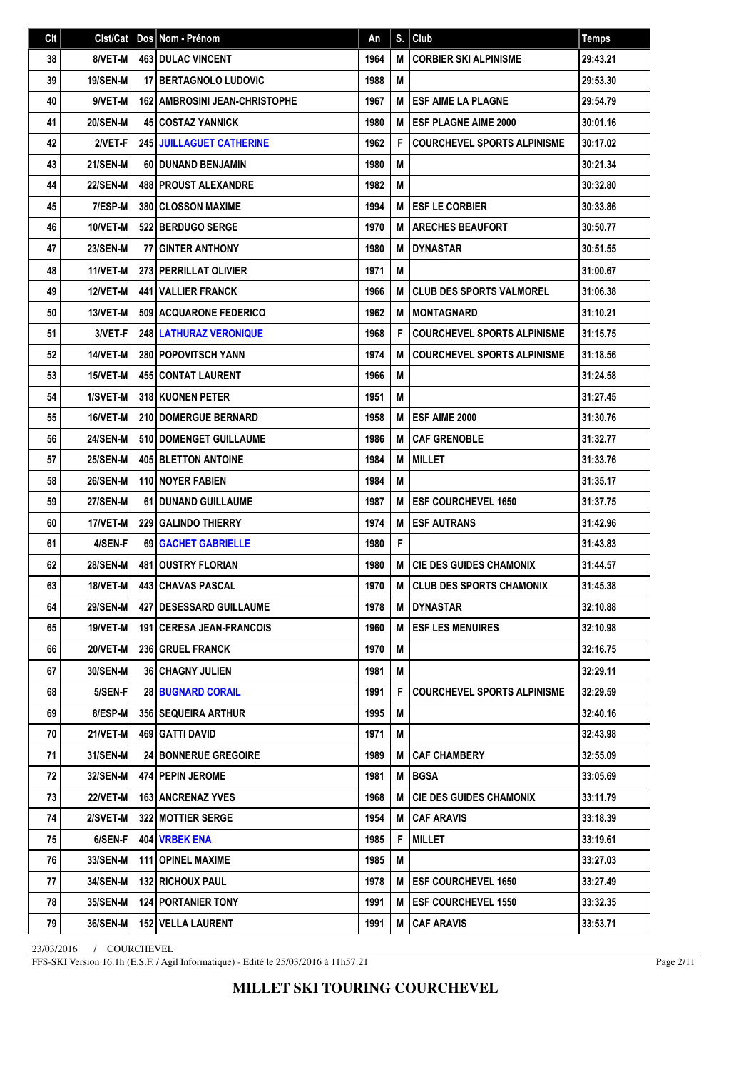| Clt | Clst/Cat | Dos | Nom - Prénom | An | S. | Club | Temps |
|---|---|---|---|---|---|---|---|
| 38 | 8/VET-M | 463 | DULAC VINCENT | 1964 | M | CORBIER SKI ALPINISME | 29:43.21 |
| 39 | 19/SEN-M | 17 | BERTAGNOLO LUDOVIC | 1988 | M | | 29:53.30 |
| 40 | 9/VET-M | 162 | AMBROSINI JEAN-CHRISTOPHE | 1967 | M | ESF AIME LA PLAGNE | 29:54.79 |
| 41 | 20/SEN-M | 45 | COSTAZ YANNICK | 1980 | M | ESF PLAGNE AIME 2000 | 30:01.16 |
| 42 | 2/VET-F | 245 | JUILLAGUET CATHERINE | 1962 | F | COURCHEVEL SPORTS ALPINISME | 30:17.02 |
| 43 | 21/SEN-M | 60 | DUNAND BENJAMIN | 1980 | M | | 30:21.34 |
| 44 | 22/SEN-M | 488 | PROUST ALEXANDRE | 1982 | M | | 30:32.80 |
| 45 | 7/ESP-M | 380 | CLOSSON MAXIME | 1994 | M | ESF LE CORBIER | 30:33.86 |
| 46 | 10/VET-M | 522 | BERDUGO SERGE | 1970 | M | ARECHES BEAUFORT | 30:50.77 |
| 47 | 23/SEN-M | 77 | GINTER ANTHONY | 1980 | M | DYNASTAR | 30:51.55 |
| 48 | 11/VET-M | 273 | PERRILLAT OLIVIER | 1971 | M | | 31:00.67 |
| 49 | 12/VET-M | 441 | VALLIER FRANCK | 1966 | M | CLUB DES SPORTS VALMOREL | 31:06.38 |
| 50 | 13/VET-M | 509 | ACQUARONE FEDERICO | 1962 | M | MONTAGNARD | 31:10.21 |
| 51 | 3/VET-F | 248 | LATHURAZ VERONIQUE | 1968 | F | COURCHEVEL SPORTS ALPINISME | 31:15.75 |
| 52 | 14/VET-M | 280 | POPOVITSCH YANN | 1974 | M | COURCHEVEL SPORTS ALPINISME | 31:18.56 |
| 53 | 15/VET-M | 455 | CONTAT LAURENT | 1966 | M | | 31:24.58 |
| 54 | 1/SVET-M | 318 | KUONEN PETER | 1951 | M | | 31:27.45 |
| 55 | 16/VET-M | 210 | DOMERGUE BERNARD | 1958 | M | ESF AIME 2000 | 31:30.76 |
| 56 | 24/SEN-M | 510 | DOMENGET GUILLAUME | 1986 | M | CAF GRENOBLE | 31:32.77 |
| 57 | 25/SEN-M | 405 | BLETTON ANTOINE | 1984 | M | MILLET | 31:33.76 |
| 58 | 26/SEN-M | 110 | NOYER FABIEN | 1984 | M | | 31:35.17 |
| 59 | 27/SEN-M | 61 | DUNAND GUILLAUME | 1987 | M | ESF COURCHEVEL 1650 | 31:37.75 |
| 60 | 17/VET-M | 229 | GALINDO THIERRY | 1974 | M | ESF AUTRANS | 31:42.96 |
| 61 | 4/SEN-F | 69 | GACHET GABRIELLE | 1980 | F | | 31:43.83 |
| 62 | 28/SEN-M | 481 | OUSTRY FLORIAN | 1980 | M | CIE DES GUIDES CHAMONIX | 31:44.57 |
| 63 | 18/VET-M | 443 | CHAVAS PASCAL | 1970 | M | CLUB DES SPORTS CHAMONIX | 31:45.38 |
| 64 | 29/SEN-M | 427 | DESESSARD GUILLAUME | 1978 | M | DYNASTAR | 32:10.88 |
| 65 | 19/VET-M | 191 | CERESA JEAN-FRANCOIS | 1960 | M | ESF LES MENUIRES | 32:10.98 |
| 66 | 20/VET-M | 236 | GRUEL FRANCK | 1970 | M | | 32:16.75 |
| 67 | 30/SEN-M | 36 | CHAGNY JULIEN | 1981 | M | | 32:29.11 |
| 68 | 5/SEN-F | 28 | BUGNARD CORAIL | 1991 | F | COURCHEVEL SPORTS ALPINISME | 32:29.59 |
| 69 | 8/ESP-M | 356 | SEQUEIRA ARTHUR | 1995 | M | | 32:40.16 |
| 70 | 21/VET-M | 469 | GATTI DAVID | 1971 | M | | 32:43.98 |
| 71 | 31/SEN-M | 24 | BONNERUE GREGOIRE | 1989 | M | CAF CHAMBERY | 32:55.09 |
| 72 | 32/SEN-M | 474 | PEPIN JEROME | 1981 | M | BGSA | 33:05.69 |
| 73 | 22/VET-M | 163 | ANCRENAZ YVES | 1968 | M | CIE DES GUIDES CHAMONIX | 33:11.79 |
| 74 | 2/SVET-M | 322 | MOTTIER SERGE | 1954 | M | CAF ARAVIS | 33:18.39 |
| 75 | 6/SEN-F | 404 | VRBEK ENA | 1985 | F | MILLET | 33:19.61 |
| 76 | 33/SEN-M | 111 | OPINEL MAXIME | 1985 | M | | 33:27.03 |
| 77 | 34/SEN-M | 132 | RICHOUX PAUL | 1978 | M | ESF COURCHEVEL 1650 | 33:27.49 |
| 78 | 35/SEN-M | 124 | PORTANIER TONY | 1991 | M | ESF COURCHEVEL 1550 | 33:32.35 |
| 79 | 36/SEN-M | 152 | VELLA LAURENT | 1991 | M | CAF ARAVIS | 33:53.71 |

23/03/2016 / COURCHEVEL

FFS-SKI Version 16.1h (E.S.F. / Agil Informatique) - Edité le 25/03/2016 à 11h57:21

**MILLET SKI TOURING COURCHEVEL**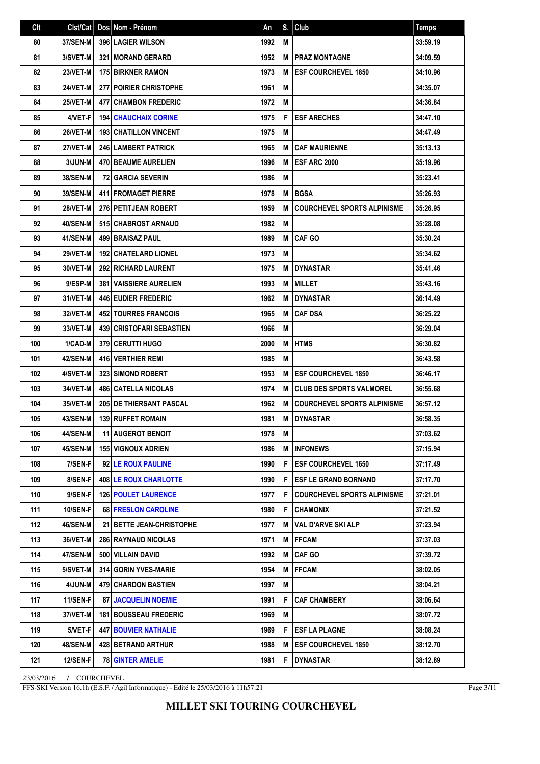| Clt | Clst/Cat | Dos | Nom - Prénom | An | S. | Club | Temps |
|---|---|---|---|---|---|---|---|
| 80 | 37/SEN-M | 396 | LAGIER WILSON | 1992 | M | | 33:59.19 |
| 81 | 3/SVET-M | 321 | MORAND GERARD | 1952 | M | PRAZ MONTAGNE | 34:09.59 |
| 82 | 23/VET-M | 175 | BIRKNER RAMON | 1973 | M | ESF COURCHEVEL 1850 | 34:10.96 |
| 83 | 24/VET-M | 277 | POIRIER CHRISTOPHE | 1961 | M | | 34:35.07 |
| 84 | 25/VET-M | 477 | CHAMBON FREDERIC | 1972 | M | | 34:36.84 |
| 85 | 4/VET-F | 194 | CHAUCHAIX CORINE | 1975 | F | ESF ARECHES | 34:47.10 |
| 86 | 26/VET-M | 193 | CHATILLON VINCENT | 1975 | M | | 34:47.49 |
| 87 | 27/VET-M | 246 | LAMBERT PATRICK | 1965 | M | CAF MAURIENNE | 35:13.13 |
| 88 | 3/JUN-M | 470 | BEAUME AURELIEN | 1996 | M | ESF ARC 2000 | 35:19.96 |
| 89 | 38/SEN-M | 72 | GARCIA SEVERIN | 1986 | M | | 35:23.41 |
| 90 | 39/SEN-M | 411 | FROMAGET PIERRE | 1978 | M | BGSA | 35:26.93 |
| 91 | 28/VET-M | 276 | PETITJEAN ROBERT | 1959 | M | COURCHEVEL SPORTS ALPINISME | 35:26.95 |
| 92 | 40/SEN-M | 515 | CHABROST ARNAUD | 1982 | M | | 35:28.08 |
| 93 | 41/SEN-M | 499 | BRAISAZ PAUL | 1989 | M | CAF GO | 35:30.24 |
| 94 | 29/VET-M | 192 | CHATELARD LIONEL | 1973 | M | | 35:34.62 |
| 95 | 30/VET-M | 292 | RICHARD LAURENT | 1975 | M | DYNASTAR | 35:41.46 |
| 96 | 9/ESP-M | 381 | VAISSIERE AURELIEN | 1993 | M | MILLET | 35:43.16 |
| 97 | 31/VET-M | 446 | EUDIER FREDERIC | 1962 | M | DYNASTAR | 36:14.49 |
| 98 | 32/VET-M | 452 | TOURRES FRANCOIS | 1965 | M | CAF DSA | 36:25.22 |
| 99 | 33/VET-M | 439 | CRISTOFARI SEBASTIEN | 1966 | M | | 36:29.04 |
| 100 | 1/CAD-M | 379 | CERUTTI HUGO | 2000 | M | HTMS | 36:30.82 |
| 101 | 42/SEN-M | 416 | VERTHIER REMI | 1985 | M | | 36:43.58 |
| 102 | 4/SVET-M | 323 | SIMOND ROBERT | 1953 | M | ESF COURCHEVEL 1850 | 36:46.17 |
| 103 | 34/VET-M | 486 | CATELLA NICOLAS | 1974 | M | CLUB DES SPORTS VALMOREL | 36:55.68 |
| 104 | 35/VET-M | 205 | DE THIERSANT PASCAL | 1962 | M | COURCHEVEL SPORTS ALPINISME | 36:57.12 |
| 105 | 43/SEN-M | 139 | RUFFET ROMAIN | 1981 | M | DYNASTAR | 36:58.35 |
| 106 | 44/SEN-M | 11 | AUGEROT BENOIT | 1978 | M | | 37:03.62 |
| 107 | 45/SEN-M | 155 | VIGNOUX ADRIEN | 1986 | M | INFONEWS | 37:15.94 |
| 108 | 7/SEN-F | 92 | LE ROUX PAULINE | 1990 | F | ESF COURCHEVEL 1650 | 37:17.49 |
| 109 | 8/SEN-F | 408 | LE ROUX CHARLOTTE | 1990 | F | ESF LE GRAND BORNAND | 37:17.70 |
| 110 | 9/SEN-F | 126 | POULET LAURENCE | 1977 | F | COURCHEVEL SPORTS ALPINISME | 37:21.01 |
| 111 | 10/SEN-F | 68 | FRESLON CAROLINE | 1980 | F | CHAMONIX | 37:21.52 |
| 112 | 46/SEN-M | 21 | BETTE JEAN-CHRISTOPHE | 1977 | M | VAL D'ARVE SKI ALP | 37:23.94 |
| 113 | 36/VET-M | 286 | RAYNAUD NICOLAS | 1971 | M | FFCAM | 37:37.03 |
| 114 | 47/SEN-M | 500 | VILLAIN DAVID | 1992 | M | CAF GO | 37:39.72 |
| 115 | 5/SVET-M | 314 | GORIN YVES-MARIE | 1954 | M | FFCAM | 38:02.05 |
| 116 | 4/JUN-M | 479 | CHARDON BASTIEN | 1997 | M | | 38:04.21 |
| 117 | 11/SEN-F | 87 | JACQUELIN NOEMIE | 1991 | F | CAF CHAMBERY | 38:06.64 |
| 118 | 37/VET-M | 181 | BOUSSEAU FREDERIC | 1969 | M | | 38:07.72 |
| 119 | 5/VET-F | 447 | BOUVIER NATHALIE | 1969 | F | ESF LA PLAGNE | 38:08.24 |
| 120 | 48/SEN-M | 428 | BETRAND ARTHUR | 1988 | M | ESF COURCHEVEL 1850 | 38:12.70 |
| 121 | 12/SEN-F | 78 | GINTER AMELIE | 1981 | F | DYNASTAR | 38:12.89 |

23/03/2016 / COURCHEVEL

FFS-SKI Version 16.1h (E.S.F. / Agil Informatique) - Edité le 25/03/2016 à 11h57:21

**MILLET SKI TOURING COURCHEVEL**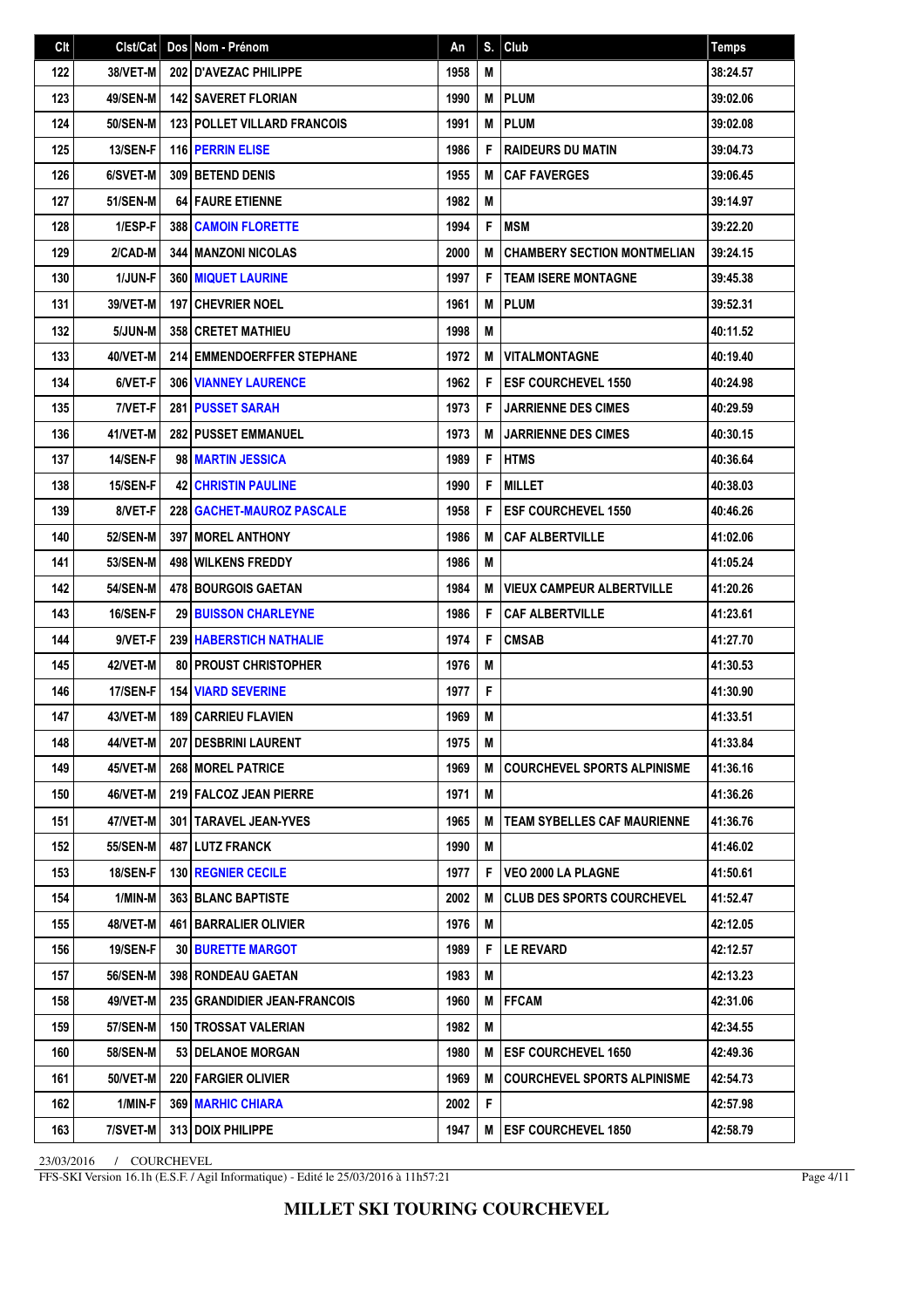| Clt | Clst/Cat | Dos | Nom - Prénom | An | S. | Club | Temps |
|---|---|---|---|---|---|---|---|
| 122 | 38/VET-M | 202 | D'AVEZAC PHILIPPE | 1958 | M | | 38:24.57 |
| 123 | 49/SEN-M | 142 | SAVERET FLORIAN | 1990 | M | PLUM | 39:02.06 |
| 124 | 50/SEN-M | 123 | POLLET VILLARD FRANCOIS | 1991 | M | PLUM | 39:02.08 |
| 125 | 13/SEN-F | 116 | PERRIN ELISE | 1986 | F | RAIDEURS DU MATIN | 39:04.73 |
| 126 | 6/SVET-M | 309 | BETEND DENIS | 1955 | M | CAF FAVERGES | 39:06.45 |
| 127 | 51/SEN-M | 64 | FAURE ETIENNE | 1982 | M | | 39:14.97 |
| 128 | 1/ESP-F | 388 | CAMOIN FLORETTE | 1994 | F | MSM | 39:22.20 |
| 129 | 2/CAD-M | 344 | MANZONI NICOLAS | 2000 | M | CHAMBERY SECTION MONTMELIAN | 39:24.15 |
| 130 | 1/JUN-F | 360 | MIQUET LAURINE | 1997 | F | TEAM ISERE MONTAGNE | 39:45.38 |
| 131 | 39/VET-M | 197 | CHEVRIER NOEL | 1961 | M | PLUM | 39:52.31 |
| 132 | 5/JUN-M | 358 | CRETET MATHIEU | 1998 | M | | 40:11.52 |
| 133 | 40/VET-M | 214 | EMMENDOERFFER STEPHANE | 1972 | M | VITALMONTAGNE | 40:19.40 |
| 134 | 6/VET-F | 306 | VIANNEY LAURENCE | 1962 | F | ESF COURCHEVEL 1550 | 40:24.98 |
| 135 | 7/VET-F | 281 | PUSSET SARAH | 1973 | F | JARRIENNE DES CIMES | 40:29.59 |
| 136 | 41/VET-M | 282 | PUSSET EMMANUEL | 1973 | M | JARRIENNE DES CIMES | 40:30.15 |
| 137 | 14/SEN-F | 98 | MARTIN JESSICA | 1989 | F | HTMS | 40:36.64 |
| 138 | 15/SEN-F | 42 | CHRISTIN PAULINE | 1990 | F | MILLET | 40:38.03 |
| 139 | 8/VET-F | 228 | GACHET-MAUROZ PASCALE | 1958 | F | ESF COURCHEVEL 1550 | 40:46.26 |
| 140 | 52/SEN-M | 397 | MOREL ANTHONY | 1986 | M | CAF ALBERTVILLE | 41:02.06 |
| 141 | 53/SEN-M | 498 | WILKENS FREDDY | 1986 | M | | 41:05.24 |
| 142 | 54/SEN-M | 478 | BOURGOIS GAETAN | 1984 | M | VIEUX CAMPEUR ALBERTVILLE | 41:20.26 |
| 143 | 16/SEN-F | 29 | BUISSON CHARLEYNE | 1986 | F | CAF ALBERTVILLE | 41:23.61 |
| 144 | 9/VET-F | 239 | HABERSTICH NATHALIE | 1974 | F | CMSAB | 41:27.70 |
| 145 | 42/VET-M | 80 | PROUST CHRISTOPHER | 1976 | M | | 41:30.53 |
| 146 | 17/SEN-F | 154 | VIARD SEVERINE | 1977 | F | | 41:30.90 |
| 147 | 43/VET-M | 189 | CARRIEU FLAVIEN | 1969 | M | | 41:33.51 |
| 148 | 44/VET-M | 207 | DESBRINI LAURENT | 1975 | M | | 41:33.84 |
| 149 | 45/VET-M | 268 | MOREL PATRICE | 1969 | M | COURCHEVEL SPORTS ALPINISME | 41:36.16 |
| 150 | 46/VET-M | 219 | FALCOZ JEAN PIERRE | 1971 | M | | 41:36.26 |
| 151 | 47/VET-M | 301 | TARAVEL JEAN-YVES | 1965 | M | TEAM SYBELLES CAF MAURIENNE | 41:36.76 |
| 152 | 55/SEN-M | 487 | LUTZ FRANCK | 1990 | M | | 41:46.02 |
| 153 | 18/SEN-F | 130 | REGNIER CECILE | 1977 | F | VEO 2000 LA PLAGNE | 41:50.61 |
| 154 | 1/MIN-M | 363 | BLANC BAPTISTE | 2002 | M | CLUB DES SPORTS COURCHEVEL | 41:52.47 |
| 155 | 48/VET-M | 461 | BARRALIER OLIVIER | 1976 | M | | 42:12.05 |
| 156 | 19/SEN-F | 30 | BURETTE MARGOT | 1989 | F | LE REVARD | 42:12.57 |
| 157 | 56/SEN-M | 398 | RONDEAU GAETAN | 1983 | M | | 42:13.23 |
| 158 | 49/VET-M | 235 | GRANDIDIER JEAN-FRANCOIS | 1960 | M | FFCAM | 42:31.06 |
| 159 | 57/SEN-M | 150 | TROSSAT VALERIAN | 1982 | M | | 42:34.55 |
| 160 | 58/SEN-M | 53 | DELANOE MORGAN | 1980 | M | ESF COURCHEVEL 1650 | 42:49.36 |
| 161 | 50/VET-M | 220 | FARGIER OLIVIER | 1969 | M | COURCHEVEL SPORTS ALPINISME | 42:54.73 |
| 162 | 1/MIN-F | 369 | MARHIC CHIARA | 2002 | F | | 42:57.98 |
| 163 | 7/SVET-M | 313 | DOIX PHILIPPE | 1947 | M | ESF COURCHEVEL 1850 | 42:58.79 |

23/03/2016 / COURCHEVEL

FFS-SKI Version 16.1h (E.S.F. / Agil Informatique) - Edité le 25/03/2016 à 11h57:21

**MILLET SKI TOURING COURCHEVEL**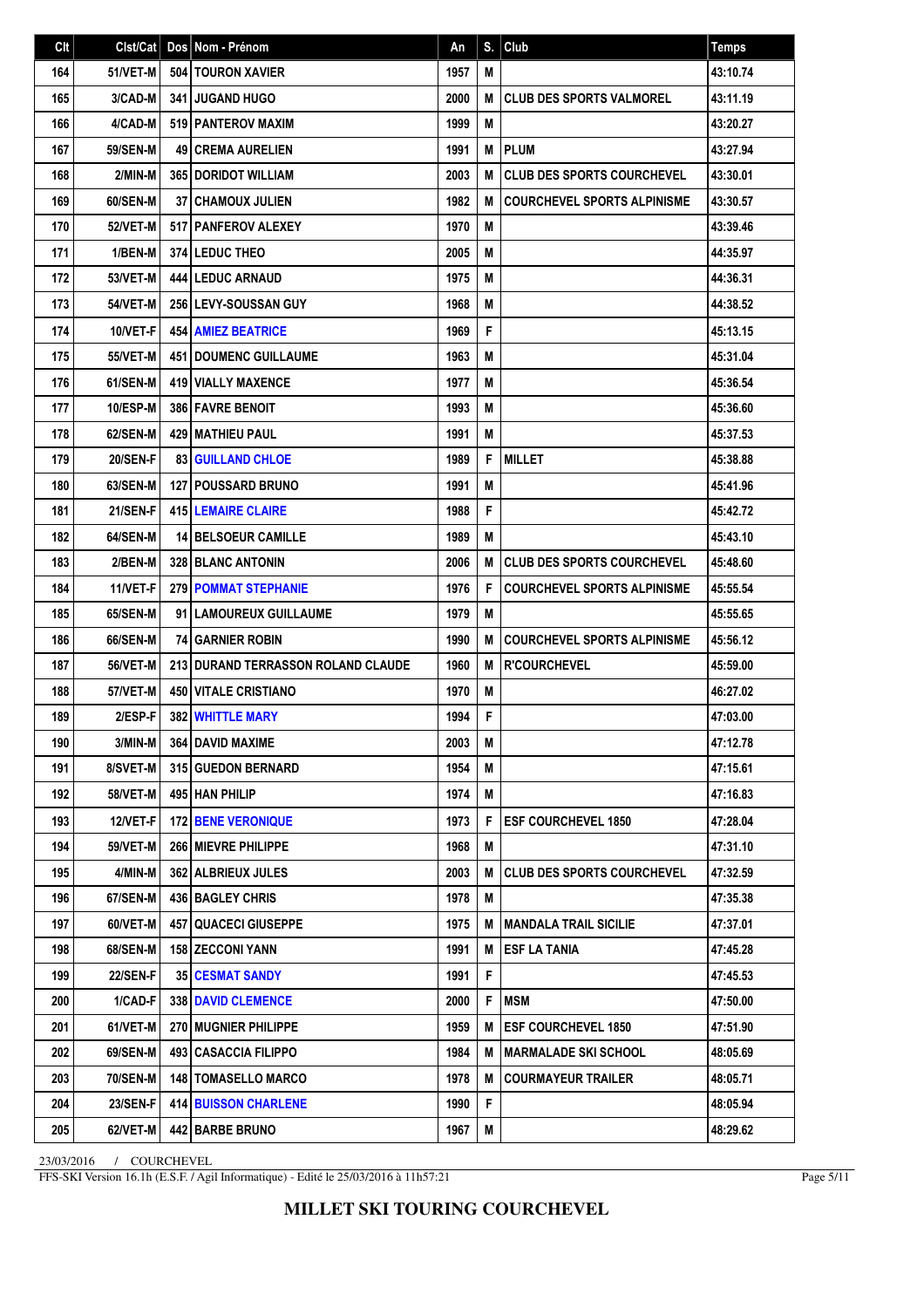| Clt | Clst/Cat | Dos | Nom - Prénom | An | S. | Club | Temps |
|---|---|---|---|---|---|---|---|
| 164 | 51/VET-M | 504 | TOURON XAVIER | 1957 | M | | 43:10.74 |
| 165 | 3/CAD-M | 341 | JUGAND HUGO | 2000 | M | CLUB DES SPORTS VALMOREL | 43:11.19 |
| 166 | 4/CAD-M | 519 | PANTEROV MAXIM | 1999 | M | | 43:20.27 |
| 167 | 59/SEN-M | 49 | CREMA AURELIEN | 1991 | M | PLUM | 43:27.94 |
| 168 | 2/MIN-M | 365 | DORIDOT WILLIAM | 2003 | M | CLUB DES SPORTS COURCHEVEL | 43:30.01 |
| 169 | 60/SEN-M | 37 | CHAMOUX JULIEN | 1982 | M | COURCHEVEL SPORTS ALPINISME | 43:30.57 |
| 170 | 52/VET-M | 517 | PANFEROV ALEXEY | 1970 | M | | 43:39.46 |
| 171 | 1/BEN-M | 374 | LEDUC THEO | 2005 | M | | 44:35.97 |
| 172 | 53/VET-M | 444 | LEDUC ARNAUD | 1975 | M | | 44:36.31 |
| 173 | 54/VET-M | 256 | LEVY-SOUSSAN GUY | 1968 | M | | 44:38.52 |
| 174 | 10/VET-F | 454 | AMIEZ BEATRICE | 1969 | F | | 45:13.15 |
| 175 | 55/VET-M | 451 | DOUMENC GUILLAUME | 1963 | M | | 45:31.04 |
| 176 | 61/SEN-M | 419 | VIALLY MAXENCE | 1977 | M | | 45:36.54 |
| 177 | 10/ESP-M | 386 | FAVRE BENOIT | 1993 | M | | 45:36.60 |
| 178 | 62/SEN-M | 429 | MATHIEU PAUL | 1991 | M | | 45:37.53 |
| 179 | 20/SEN-F | 83 | GUILLAND CHLOE | 1989 | F | MILLET | 45:38.88 |
| 180 | 63/SEN-M | 127 | POUSSARD BRUNO | 1991 | M | | 45:41.96 |
| 181 | 21/SEN-F | 415 | LEMAIRE CLAIRE | 1988 | F | | 45:42.72 |
| 182 | 64/SEN-M | 14 | BELSOEUR CAMILLE | 1989 | M | | 45:43.10 |
| 183 | 2/BEN-M | 328 | BLANC ANTONIN | 2006 | M | CLUB DES SPORTS COURCHEVEL | 45:48.60 |
| 184 | 11/VET-F | 279 | POMMAT STEPHANIE | 1976 | F | COURCHEVEL SPORTS ALPINISME | 45:55.54 |
| 185 | 65/SEN-M | 91 | LAMOUREUX GUILLAUME | 1979 | M | | 45:55.65 |
| 186 | 66/SEN-M | 74 | GARNIER ROBIN | 1990 | M | COURCHEVEL SPORTS ALPINISME | 45:56.12 |
| 187 | 56/VET-M | 213 | DURAND TERRASSON ROLAND CLAUDE | 1960 | M | R'COURCHEVEL | 45:59.00 |
| 188 | 57/VET-M | 450 | VITALE CRISTIANO | 1970 | M | | 46:27.02 |
| 189 | 2/ESP-F | 382 | WHITTLE MARY | 1994 | F | | 47:03.00 |
| 190 | 3/MIN-M | 364 | DAVID MAXIME | 2003 | M | | 47:12.78 |
| 191 | 8/SVET-M | 315 | GUEDON BERNARD | 1954 | M | | 47:15.61 |
| 192 | 58/VET-M | 495 | HAN PHILIP | 1974 | M | | 47:16.83 |
| 193 | 12/VET-F | 172 | BENE VERONIQUE | 1973 | F | ESF COURCHEVEL 1850 | 47:28.04 |
| 194 | 59/VET-M | 266 | MIEVRE PHILIPPE | 1968 | M | | 47:31.10 |
| 195 | 4/MIN-M | 362 | ALBRIEUX JULES | 2003 | M | CLUB DES SPORTS COURCHEVEL | 47:32.59 |
| 196 | 67/SEN-M | 436 | BAGLEY CHRIS | 1978 | M | | 47:35.38 |
| 197 | 60/VET-M | 457 | QUACECI GIUSEPPE | 1975 | M | MANDALA TRAIL SICILIE | 47:37.01 |
| 198 | 68/SEN-M | 158 | ZECCONI YANN | 1991 | M | ESF LA TANIA | 47:45.28 |
| 199 | 22/SEN-F | 35 | CESMAT SANDY | 1991 | F | | 47:45.53 |
| 200 | 1/CAD-F | 338 | DAVID CLEMENCE | 2000 | F | MSM | 47:50.00 |
| 201 | 61/VET-M | 270 | MUGNIER PHILIPPE | 1959 | M | ESF COURCHEVEL 1850 | 47:51.90 |
| 202 | 69/SEN-M | 493 | CASACCIA FILIPPO | 1984 | M | MARMALADE SKI SCHOOL | 48:05.69 |
| 203 | 70/SEN-M | 148 | TOMASELLO MARCO | 1978 | M | COURMAYEUR TRAILER | 48:05.71 |
| 204 | 23/SEN-F | 414 | BUISSON CHARLENE | 1990 | F | | 48:05.94 |
| 205 | 62/VET-M | 442 | BARBE BRUNO | 1967 | M | | 48:29.62 |

23/03/2016 / COURCHEVEL

FFS-SKI Version 16.1h (E.S.F. / Agil Informatique) - Edité le 25/03/2016 à 11h57:21

**MILLET SKI TOURING COURCHEVEL**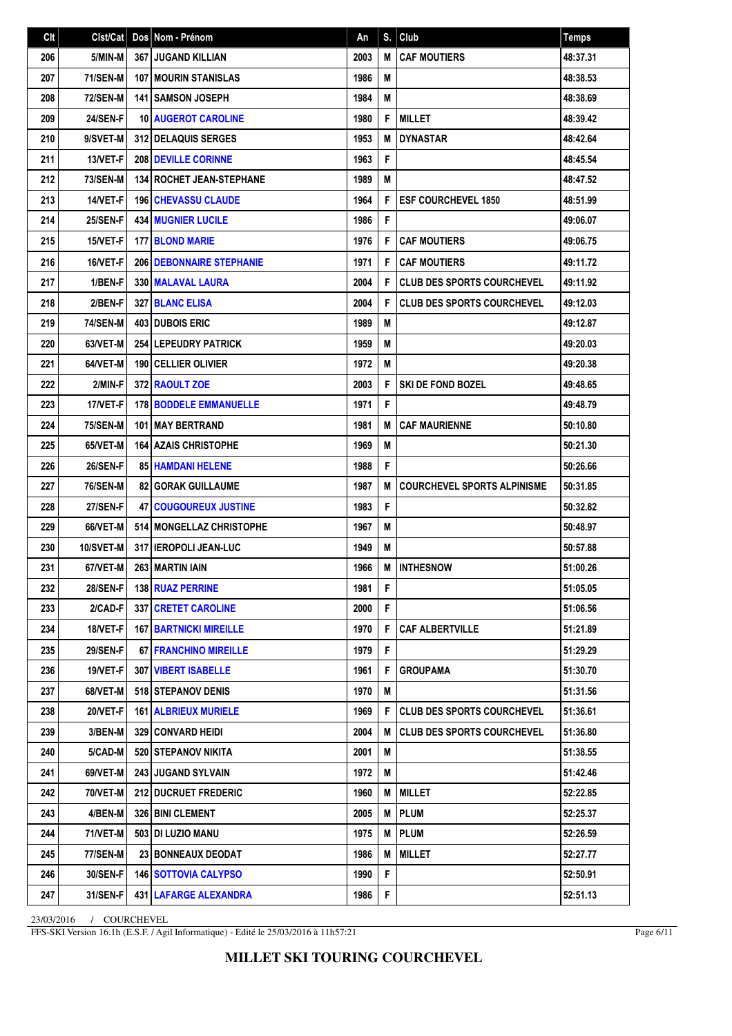| Clt | Clst/Cat | Dos | Nom - Prénom | An | S. | Club | Temps |
|---|---|---|---|---|---|---|---|
| 206 | 5/MIN-M | 367 | JUGAND KILLIAN | 2003 | M | CAF MOUTIERS | 48:37.31 |
| 207 | 71/SEN-M | 107 | MOURIN STANISLAS | 1986 | M | | 48:38.53 |
| 208 | 72/SEN-M | 141 | SAMSON JOSEPH | 1984 | M | | 48:38.69 |
| 209 | 24/SEN-F | 10 | AUGEROT CAROLINE | 1980 | F | MILLET | 48:39.42 |
| 210 | 9/SVET-M | 312 | DELAQUIS SERGES | 1953 | M | DYNASTAR | 48:42.64 |
| 211 | 13/VET-F | 208 | DEVILLE CORINNE | 1963 | F | | 48:45.54 |
| 212 | 73/SEN-M | 134 | ROCHET JEAN-STEPHANE | 1989 | M | | 48:47.52 |
| 213 | 14/VET-F | 196 | CHEVASSU CLAUDE | 1964 | F | ESF COURCHEVEL 1850 | 48:51.99 |
| 214 | 25/SEN-F | 434 | MUGNIER LUCILE | 1986 | F | | 49:06.07 |
| 215 | 15/VET-F | 177 | BLOND MARIE | 1976 | F | CAF MOUTIERS | 49:06.75 |
| 216 | 16/VET-F | 206 | DEBONNAIRE STEPHANIE | 1971 | F | CAF MOUTIERS | 49:11.72 |
| 217 | 1/BEN-F | 330 | MALAVAL LAURA | 2004 | F | CLUB DES SPORTS COURCHEVEL | 49:11.92 |
| 218 | 2/BEN-F | 327 | BLANC ELISA | 2004 | F | CLUB DES SPORTS COURCHEVEL | 49:12.03 |
| 219 | 74/SEN-M | 403 | DUBOIS ERIC | 1989 | M | | 49:12.87 |
| 220 | 63/VET-M | 254 | LEPEUDRY PATRICK | 1959 | M | | 49:20.03 |
| 221 | 64/VET-M | 190 | CELLIER OLIVIER | 1972 | M | | 49:20.38 |
| 222 | 2/MIN-F | 372 | RAOULT ZOE | 2003 | F | SKI DE FOND BOZEL | 49:48.65 |
| 223 | 17/VET-F | 178 | BODDELE EMMANUELLE | 1971 | F | | 49:48.79 |
| 224 | 75/SEN-M | 101 | MAY BERTRAND | 1981 | M | CAF MAURIENNE | 50:10.80 |
| 225 | 65/VET-M | 164 | AZAIS CHRISTOPHE | 1969 | M | | 50:21.30 |
| 226 | 26/SEN-F | 85 | HAMDANI HELENE | 1988 | F | | 50:26.66 |
| 227 | 76/SEN-M | 82 | GORAK GUILLAUME | 1987 | M | COURCHEVEL SPORTS ALPINISME | 50:31.85 |
| 228 | 27/SEN-F | 47 | COUGOUREUX JUSTINE | 1983 | F | | 50:32.82 |
| 229 | 66/VET-M | 514 | MONGELLAZ CHRISTOPHE | 1967 | M | | 50:48.97 |
| 230 | 10/SVET-M | 317 | IEROPOLI JEAN-LUC | 1949 | M | | 50:57.88 |
| 231 | 67/VET-M | 263 | MARTIN IAIN | 1966 | M | INTHESNOW | 51:00.26 |
| 232 | 28/SEN-F | 138 | RUAZ PERRINE | 1981 | F | | 51:05.05 |
| 233 | 2/CAD-F | 337 | CRETET CAROLINE | 2000 | F | | 51:06.56 |
| 234 | 18/VET-F | 167 | BARTNICKI MIREILLE | 1970 | F | CAF ALBERTVILLE | 51:21.89 |
| 235 | 29/SEN-F | 67 | FRANCHINO MIREILLE | 1979 | F | | 51:29.29 |
| 236 | 19/VET-F | 307 | VIBERT ISABELLE | 1961 | F | GROUPAMA | 51:30.70 |
| 237 | 68/VET-M | 518 | STEPANOV DENIS | 1970 | M | | 51:31.56 |
| 238 | 20/VET-F | 161 | ALBRIEUX MURIELE | 1969 | F | CLUB DES SPORTS COURCHEVEL | 51:36.61 |
| 239 | 3/BEN-M | 329 | CONVARD HEIDI | 2004 | M | CLUB DES SPORTS COURCHEVEL | 51:36.80 |
| 240 | 5/CAD-M | 520 | STEPANOV NIKITA | 2001 | M | | 51:38.55 |
| 241 | 69/VET-M | 243 | JUGAND SYLVAIN | 1972 | M | | 51:42.46 |
| 242 | 70/VET-M | 212 | DUCRUET FREDERIC | 1960 | M | MILLET | 52:22.85 |
| 243 | 4/BEN-M | 326 | BINI CLEMENT | 2005 | M | PLUM | 52:25.37 |
| 244 | 71/VET-M | 503 | DI LUZIO MANU | 1975 | M | PLUM | 52:26.59 |
| 245 | 77/SEN-M | 23 | BONNEAUX DEODAT | 1986 | M | MILLET | 52:27.77 |
| 246 | 30/SEN-F | 146 | SOTTOVIA CALYPSO | 1990 | F | | 52:50.91 |
| 247 | 31/SEN-F | 431 | LAFARGE ALEXANDRA | 1986 | F | | 52:51.13 |

23/03/2016 / COURCHEVEL

FFS-SKI Version 16.1h (E.S.F. / Agil Informatique) - Edité le 25/03/2016 à 11h57:21

**MILLET SKI TOURING COURCHEVEL**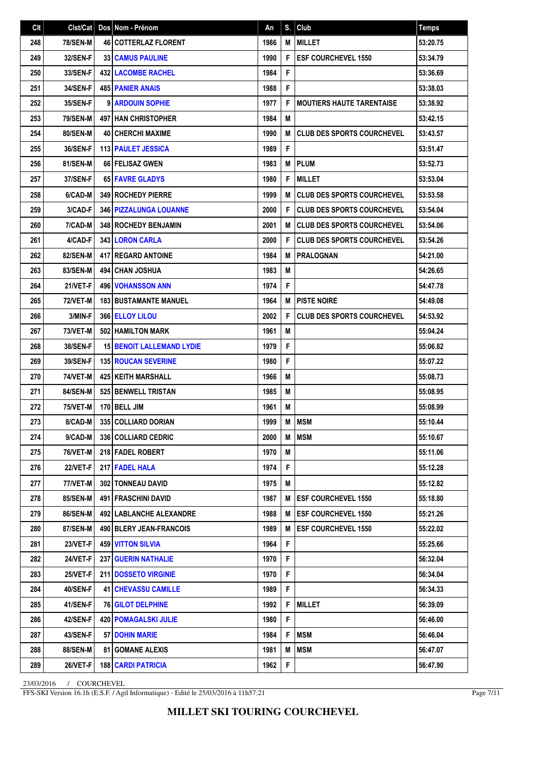| Clt | Clst/Cat | Dos | Nom - Prénom | An | S. | Club | Temps |
|---|---|---|---|---|---|---|---|
| 248 | 78/SEN-M | 46 | COTTERLAZ FLORENT | 1986 | M | MILLET | 53:20.75 |
| 249 | 32/SEN-F | 33 | CAMUS PAULINE | 1990 | F | ESF COURCHEVEL 1550 | 53:34.79 |
| 250 | 33/SEN-F | 432 | LACOMBE RACHEL | 1984 | F | | 53:36.69 |
| 251 | 34/SEN-F | 485 | PANIER ANAIS | 1988 | F | | 53:38.03 |
| 252 | 35/SEN-F | 9 | ARDOUIN SOPHIE | 1977 | F | MOUTIERS HAUTE TARENTAISE | 53:38.92 |
| 253 | 79/SEN-M | 497 | HAN CHRISTOPHER | 1984 | M | | 53:42.15 |
| 254 | 80/SEN-M | 40 | CHERCHI MAXIME | 1990 | M | CLUB DES SPORTS COURCHEVEL | 53:43.57 |
| 255 | 36/SEN-F | 113 | PAULET JESSICA | 1989 | F | | 53:51.47 |
| 256 | 81/SEN-M | 66 | FELISAZ GWEN | 1983 | M | PLUM | 53:52.73 |
| 257 | 37/SEN-F | 65 | FAVRE GLADYS | 1980 | F | MILLET | 53:53.04 |
| 258 | 6/CAD-M | 349 | ROCHEDY PIERRE | 1999 | M | CLUB DES SPORTS COURCHEVEL | 53:53.58 |
| 259 | 3/CAD-F | 346 | PIZZALUNGA LOUANNE | 2000 | F | CLUB DES SPORTS COURCHEVEL | 53:54.04 |
| 260 | 7/CAD-M | 348 | ROCHEDY BENJAMIN | 2001 | M | CLUB DES SPORTS COURCHEVEL | 53:54.06 |
| 261 | 4/CAD-F | 343 | LORON CARLA | 2000 | F | CLUB DES SPORTS COURCHEVEL | 53:54.26 |
| 262 | 82/SEN-M | 417 | REGARD ANTOINE | 1984 | M | PRALOGNAN | 54:21.00 |
| 263 | 83/SEN-M | 494 | CHAN JOSHUA | 1983 | M | | 54:26.65 |
| 264 | 21/VET-F | 496 | VOHANSSON ANN | 1974 | F | | 54:47.78 |
| 265 | 72/VET-M | 183 | BUSTAMANTE MANUEL | 1964 | M | PISTE NOIRE | 54:49.08 |
| 266 | 3/MIN-F | 366 | ELLOY LILOU | 2002 | F | CLUB DES SPORTS COURCHEVEL | 54:53.92 |
| 267 | 73/VET-M | 502 | HAMILTON MARK | 1961 | M | | 55:04.24 |
| 268 | 38/SEN-F | 15 | BENOIT LALLEMAND LYDIE | 1979 | F | | 55:06.82 |
| 269 | 39/SEN-F | 135 | ROUCAN SEVERINE | 1980 | F | | 55:07.22 |
| 270 | 74/VET-M | 425 | KEITH MARSHALL | 1966 | M | | 55:08.73 |
| 271 | 84/SEN-M | 525 | BENWELL TRISTAN | 1985 | M | | 55:08.95 |
| 272 | 75/VET-M | 170 | BELL JIM | 1961 | M | | 55:08.99 |
| 273 | 8/CAD-M | 335 | COLLIARD DORIAN | 1999 | M | MSM | 55:10.44 |
| 274 | 9/CAD-M | 336 | COLLIARD CEDRIC | 2000 | M | MSM | 55:10.67 |
| 275 | 76/VET-M | 218 | FADEL ROBERT | 1970 | M | | 55:11.06 |
| 276 | 22/VET-F | 217 | FADEL HALA | 1974 | F | | 55:12.28 |
| 277 | 77/VET-M | 302 | TONNEAU DAVID | 1975 | M | | 55:12.82 |
| 278 | 85/SEN-M | 491 | FRASCHINI DAVID | 1987 | M | ESF COURCHEVEL 1550 | 55:18.80 |
| 279 | 86/SEN-M | 492 | LABLANCHE ALEXANDRE | 1988 | M | ESF COURCHEVEL 1550 | 55:21.26 |
| 280 | 87/SEN-M | 490 | BLERY JEAN-FRANCOIS | 1989 | M | ESF COURCHEVEL 1550 | 55:22.02 |
| 281 | 23/VET-F | 459 | VITTON SILVIA | 1964 | F | | 55:25.66 |
| 282 | 24/VET-F | 237 | GUERIN NATHALIE | 1970 | F | | 56:32.04 |
| 283 | 25/VET-F | 211 | DOSSETO VIRGINIE | 1970 | F | | 56:34.04 |
| 284 | 40/SEN-F | 41 | CHEVASSU CAMILLE | 1989 | F | | 56:34.33 |
| 285 | 41/SEN-F | 76 | GILOT DELPHINE | 1992 | F | MILLET | 56:39.09 |
| 286 | 42/SEN-F | 420 | POMAGALSKI JULIE | 1980 | F | | 56:46.00 |
| 287 | 43/SEN-F | 57 | DOHIN MARIE | 1984 | F | MSM | 56:46.04 |
| 288 | 88/SEN-M | 81 | GOMANE ALEXIS | 1981 | M | MSM | 56:47.07 |
| 289 | 26/VET-F | 188 | CARDI PATRICIA | 1962 | F | | 56:47.90 |

23/03/2016 / COURCHEVEL

FFS-SKI Version 16.1h (E.S.F. / Agil Informatique) - Edité le 25/03/2016 à 11h57:21

**MILLET SKI TOURING COURCHEVEL**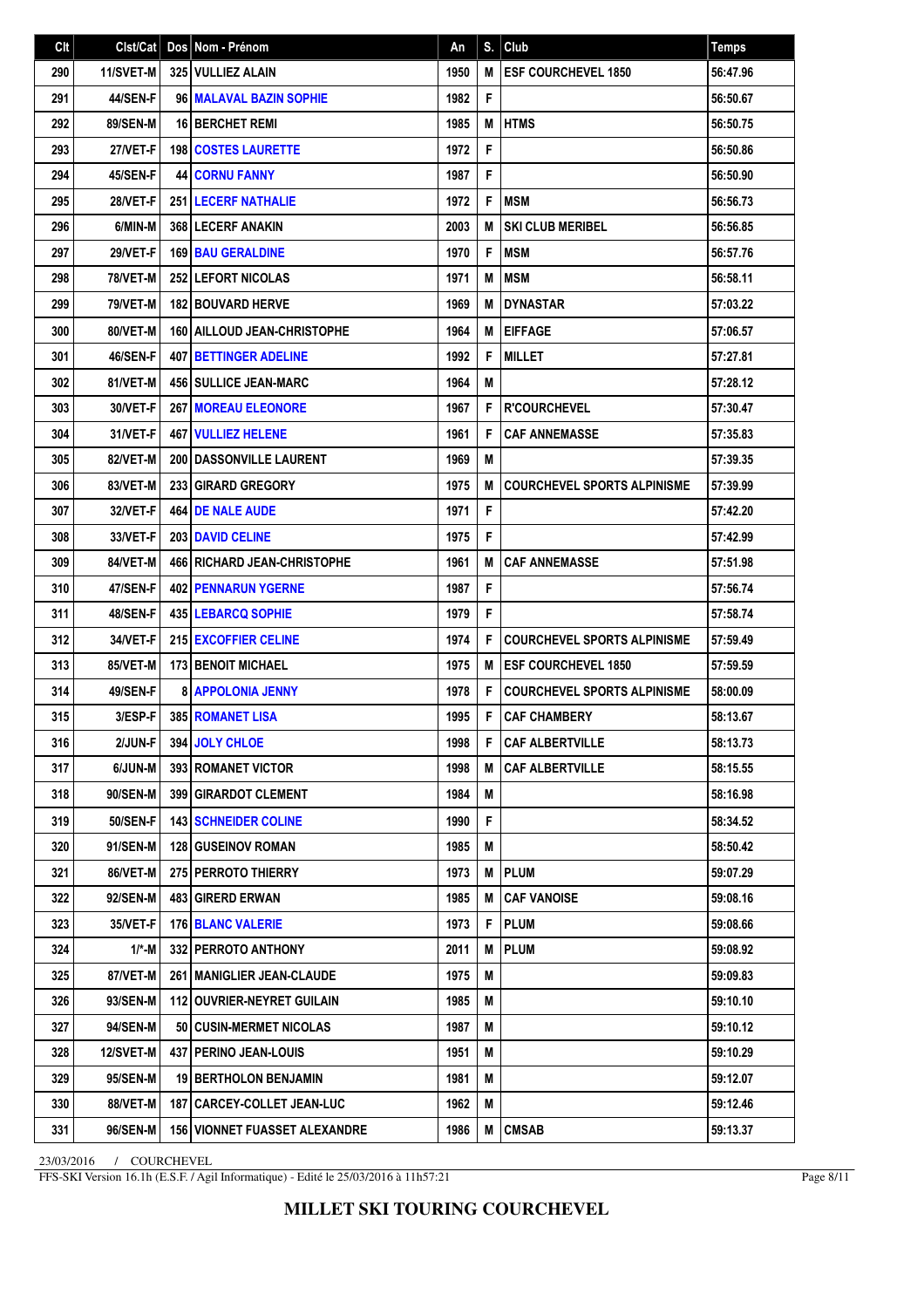| Clt | Clst/Cat | Dos | Nom - Prénom | An | S. | Club | Temps |
|---|---|---|---|---|---|---|---|
| 290 | 11/SVET-M | 325 | VULLIEZ ALAIN | 1950 | M | ESF COURCHEVEL 1850 | 56:47.96 |
| 291 | 44/SEN-F | 96 | MALAVAL BAZIN SOPHIE | 1982 | F | | 56:50.67 |
| 292 | 89/SEN-M | 16 | BERCHET REMI | 1985 | M | HTMS | 56:50.75 |
| 293 | 27/VET-F | 198 | COSTES LAURETTE | 1972 | F | | 56:50.86 |
| 294 | 45/SEN-F | 44 | CORNU FANNY | 1987 | F | | 56:50.90 |
| 295 | 28/VET-F | 251 | LECERF NATHALIE | 1972 | F | MSM | 56:56.73 |
| 296 | 6/MIN-M | 368 | LECERF ANAKIN | 2003 | M | SKI CLUB MERIBEL | 56:56.85 |
| 297 | 29/VET-F | 169 | BAU GERALDINE | 1970 | F | MSM | 56:57.76 |
| 298 | 78/VET-M | 252 | LEFORT NICOLAS | 1971 | M | MSM | 56:58.11 |
| 299 | 79/VET-M | 182 | BOUVARD HERVE | 1969 | M | DYNASTAR | 57:03.22 |
| 300 | 80/VET-M | 160 | AILLOUD JEAN-CHRISTOPHE | 1964 | M | EIFFAGE | 57:06.57 |
| 301 | 46/SEN-F | 407 | BETTINGER ADELINE | 1992 | F | MILLET | 57:27.81 |
| 302 | 81/VET-M | 456 | SULLICE JEAN-MARC | 1964 | M | | 57:28.12 |
| 303 | 30/VET-F | 267 | MOREAU ELEONORE | 1967 | F | R'COURCHEVEL | 57:30.47 |
| 304 | 31/VET-F | 467 | VULLIEZ HELENE | 1961 | F | CAF ANNEMASSE | 57:35.83 |
| 305 | 82/VET-M | 200 | DASSONVILLE LAURENT | 1969 | M | | 57:39.35 |
| 306 | 83/VET-M | 233 | GIRARD GREGORY | 1975 | M | COURCHEVEL SPORTS ALPINISME | 57:39.99 |
| 307 | 32/VET-F | 464 | DE NALE AUDE | 1971 | F | | 57:42.20 |
| 308 | 33/VET-F | 203 | DAVID CELINE | 1975 | F | | 57:42.99 |
| 309 | 84/VET-M | 466 | RICHARD JEAN-CHRISTOPHE | 1961 | M | CAF ANNEMASSE | 57:51.98 |
| 310 | 47/SEN-F | 402 | PENNARUN YGERNE | 1987 | F | | 57:56.74 |
| 311 | 48/SEN-F | 435 | LEBARCQ SOPHIE | 1979 | F | | 57:58.74 |
| 312 | 34/VET-F | 215 | EXCOFFIER CELINE | 1974 | F | COURCHEVEL SPORTS ALPINISME | 57:59.49 |
| 313 | 85/VET-M | 173 | BENOIT MICHAEL | 1975 | M | ESF COURCHEVEL 1850 | 57:59.59 |
| 314 | 49/SEN-F | 8 | APPOLONIA JENNY | 1978 | F | COURCHEVEL SPORTS ALPINISME | 58:00.09 |
| 315 | 3/ESP-F | 385 | ROMANET LISA | 1995 | F | CAF CHAMBERY | 58:13.67 |
| 316 | 2/JUN-F | 394 | JOLY CHLOE | 1998 | F | CAF ALBERTVILLE | 58:13.73 |
| 317 | 6/JUN-M | 393 | ROMANET VICTOR | 1998 | M | CAF ALBERTVILLE | 58:15.55 |
| 318 | 90/SEN-M | 399 | GIRARDOT CLEMENT | 1984 | M | | 58:16.98 |
| 319 | 50/SEN-F | 143 | SCHNEIDER COLINE | 1990 | F | | 58:34.52 |
| 320 | 91/SEN-M | 128 | GUSEINOV ROMAN | 1985 | M | | 58:50.42 |
| 321 | 86/VET-M | 275 | PERROTO THIERRY | 1973 | M | PLUM | 59:07.29 |
| 322 | 92/SEN-M | 483 | GIRERD ERWAN | 1985 | M | CAF VANOISE | 59:08.16 |
| 323 | 35/VET-F | 176 | BLANC VALERIE | 1973 | F | PLUM | 59:08.66 |
| 324 | 1/*-M | 332 | PERROTO ANTHONY | 2011 | M | PLUM | 59:08.92 |
| 325 | 87/VET-M | 261 | MANIGLIER JEAN-CLAUDE | 1975 | M | | 59:09.83 |
| 326 | 93/SEN-M | 112 | OUVRIER-NEYRET GUILAIN | 1985 | M | | 59:10.10 |
| 327 | 94/SEN-M | 50 | CUSIN-MERMET NICOLAS | 1987 | M | | 59:10.12 |
| 328 | 12/SVET-M | 437 | PERINO JEAN-LOUIS | 1951 | M | | 59:10.29 |
| 329 | 95/SEN-M | 19 | BERTHOLON BENJAMIN | 1981 | M | | 59:12.07 |
| 330 | 88/VET-M | 187 | CARCEY-COLLET JEAN-LUC | 1962 | M | | 59:12.46 |
| 331 | 96/SEN-M | 156 | VIONNET FUASSET ALEXANDRE | 1986 | M | CMSAB | 59:13.37 |

23/03/2016 / COURCHEVEL

FFS-SKI Version 16.1h (E.S.F. / Agil Informatique) - Edité le 25/03/2016 à 11h57:21

**MILLET SKI TOURING COURCHEVEL**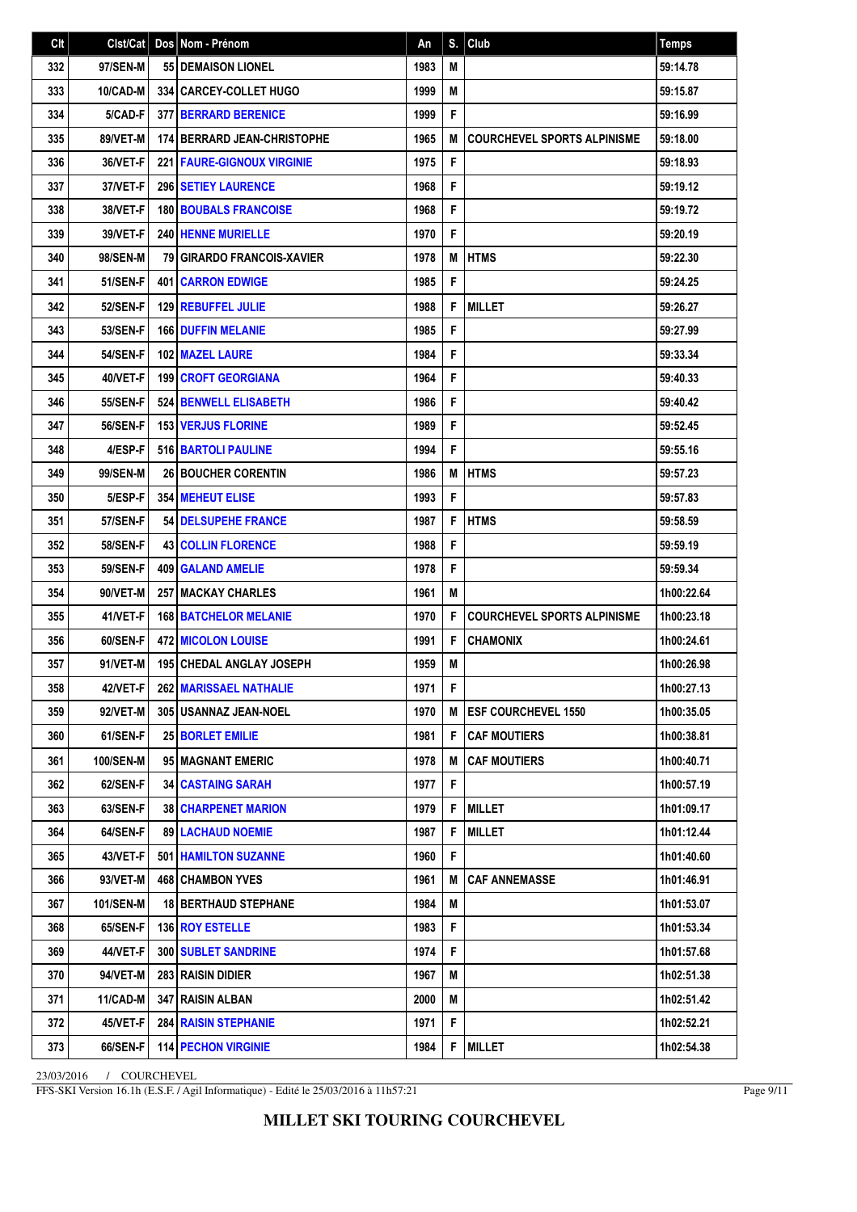| Clt | Clst/Cat | Dos | Nom - Prénom | An | S. | Club | Temps |
|---|---|---|---|---|---|---|---|
| 332 | 97/SEN-M | 55 | DEMAISON LIONEL | 1983 | M | | 59:14.78 |
| 333 | 10/CAD-M | 334 | CARCEY-COLLET HUGO | 1999 | M | | 59:15.87 |
| 334 | 5/CAD-F | 377 | BERRARD BERENICE | 1999 | F | | 59:16.99 |
| 335 | 89/VET-M | 174 | BERRARD JEAN-CHRISTOPHE | 1965 | M | COURCHEVEL SPORTS ALPINISME | 59:18.00 |
| 336 | 36/VET-F | 221 | FAURE-GIGNOUX VIRGINIE | 1975 | F | | 59:18.93 |
| 337 | 37/VET-F | 296 | SETIEY LAURENCE | 1968 | F | | 59:19.12 |
| 338 | 38/VET-F | 180 | BOUBALS FRANCOISE | 1968 | F | | 59:19.72 |
| 339 | 39/VET-F | 240 | HENNE MURIELLE | 1970 | F | | 59:20.19 |
| 340 | 98/SEN-M | 79 | GIRARDO FRANCOIS-XAVIER | 1978 | M | HTMS | 59:22.30 |
| 341 | 51/SEN-F | 401 | CARRON EDWIGE | 1985 | F | | 59:24.25 |
| 342 | 52/SEN-F | 129 | REBUFFEL JULIE | 1988 | F | MILLET | 59:26.27 |
| 343 | 53/SEN-F | 166 | DUFFIN MELANIE | 1985 | F | | 59:27.99 |
| 344 | 54/SEN-F | 102 | MAZEL LAURE | 1984 | F | | 59:33.34 |
| 345 | 40/VET-F | 199 | CROFT GEORGIANA | 1964 | F | | 59:40.33 |
| 346 | 55/SEN-F | 524 | BENWELL ELISABETH | 1986 | F | | 59:40.42 |
| 347 | 56/SEN-F | 153 | VERJUS FLORINE | 1989 | F | | 59:52.45 |
| 348 | 4/ESP-F | 516 | BARTOLI PAULINE | 1994 | F | | 59:55.16 |
| 349 | 99/SEN-M | 26 | BOUCHER CORENTIN | 1986 | M | HTMS | 59:57.23 |
| 350 | 5/ESP-F | 354 | MEHEUT ELISE | 1993 | F | | 59:57.83 |
| 351 | 57/SEN-F | 54 | DELSUPEHE FRANCE | 1987 | F | HTMS | 59:58.59 |
| 352 | 58/SEN-F | 43 | COLLIN FLORENCE | 1988 | F | | 59:59.19 |
| 353 | 59/SEN-F | 409 | GALAND AMELIE | 1978 | F | | 59:59.34 |
| 354 | 90/VET-M | 257 | MACKAY CHARLES | 1961 | M | | 1h00:22.64 |
| 355 | 41/VET-F | 168 | BATCHELOR MELANIE | 1970 | F | COURCHEVEL SPORTS ALPINISME | 1h00:23.18 |
| 356 | 60/SEN-F | 472 | MICOLON LOUISE | 1991 | F | CHAMONIX | 1h00:24.61 |
| 357 | 91/VET-M | 195 | CHEDAL ANGLAY JOSEPH | 1959 | M | | 1h00:26.98 |
| 358 | 42/VET-F | 262 | MARISSAEL NATHALIE | 1971 | F | | 1h00:27.13 |
| 359 | 92/VET-M | 305 | USANNAZ JEAN-NOEL | 1970 | M | ESF COURCHEVEL 1550 | 1h00:35.05 |
| 360 | 61/SEN-F | 25 | BORLET EMILIE | 1981 | F | CAF MOUTIERS | 1h00:38.81 |
| 361 | 100/SEN-M | 95 | MAGNANT EMERIC | 1978 | M | CAF MOUTIERS | 1h00:40.71 |
| 362 | 62/SEN-F | 34 | CASTAING SARAH | 1977 | F | | 1h00:57.19 |
| 363 | 63/SEN-F | 38 | CHARPENET MARION | 1979 | F | MILLET | 1h01:09.17 |
| 364 | 64/SEN-F | 89 | LACHAUD NOEMIE | 1987 | F | MILLET | 1h01:12.44 |
| 365 | 43/VET-F | 501 | HAMILTON SUZANNE | 1960 | F | | 1h01:40.60 |
| 366 | 93/VET-M | 468 | CHAMBON YVES | 1961 | M | CAF ANNEMASSE | 1h01:46.91 |
| 367 | 101/SEN-M | 18 | BERTHAUD STEPHANE | 1984 | M | | 1h01:53.07 |
| 368 | 65/SEN-F | 136 | ROY ESTELLE | 1983 | F | | 1h01:53.34 |
| 369 | 44/VET-F | 300 | SUBLET SANDRINE | 1974 | F | | 1h01:57.68 |
| 370 | 94/VET-M | 283 | RAISIN DIDIER | 1967 | M | | 1h02:51.38 |
| 371 | 11/CAD-M | 347 | RAISIN ALBAN | 2000 | M | | 1h02:51.42 |
| 372 | 45/VET-F | 284 | RAISIN STEPHANIE | 1971 | F | | 1h02:52.21 |
| 373 | 66/SEN-F | 114 | PECHON VIRGINIE | 1984 | F | MILLET | 1h02:54.38 |

23/03/2016 / COURCHEVEL

FFS-SKI Version 16.1h (E.S.F. / Agil Informatique) - Edité le 25/03/2016 à 11h57:21

**MILLET SKI TOURING COURCHEVEL**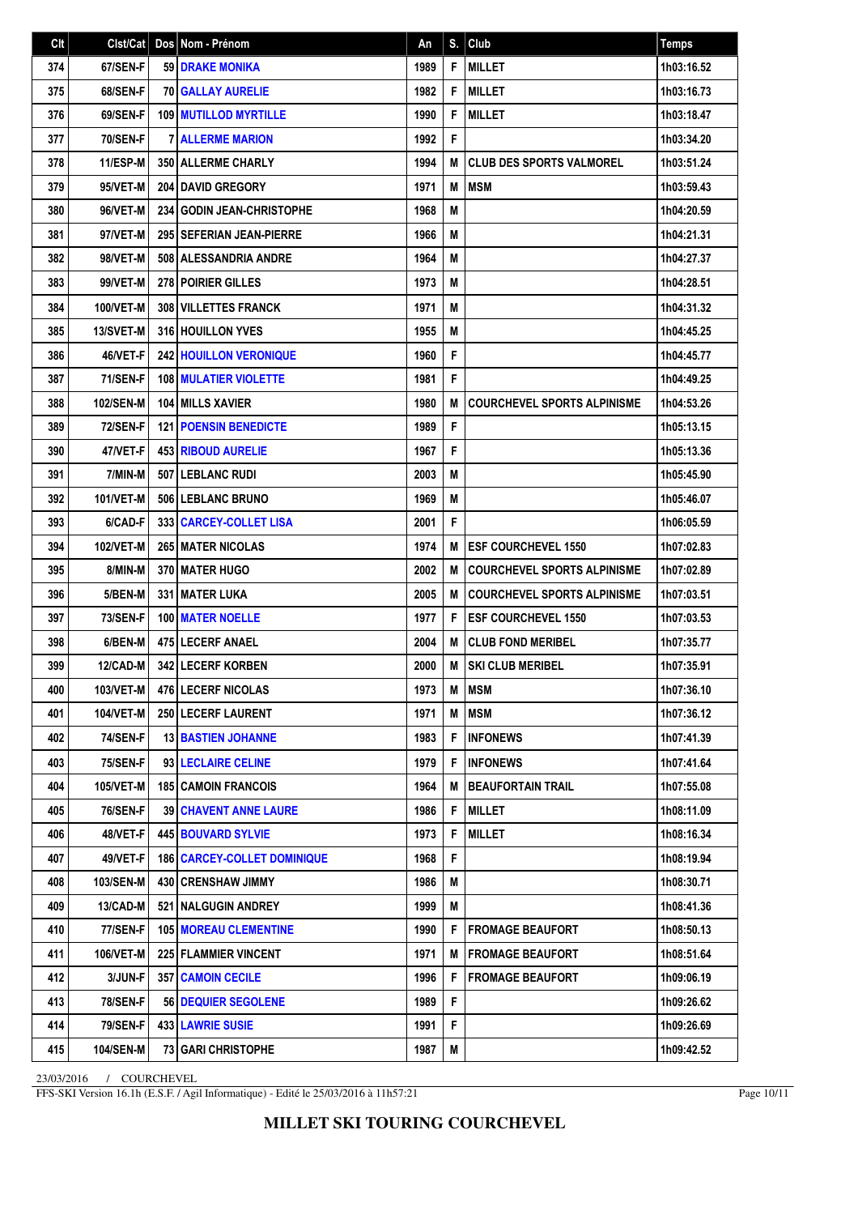| Clt | Clst/Cat | Dos | Nom - Prénom | An | S. | Club | Temps |
|---|---|---|---|---|---|---|---|
| 374 | 67/SEN-F | 59 | DRAKE MONIKA | 1989 | F | MILLET | 1h03:16.52 |
| 375 | 68/SEN-F | 70 | GALLAY AURELIE | 1982 | F | MILLET | 1h03:16.73 |
| 376 | 69/SEN-F | 109 | MUTILLOD MYRTILLE | 1990 | F | MILLET | 1h03:18.47 |
| 377 | 70/SEN-F | 7 | ALLERME MARION | 1992 | F | | 1h03:34.20 |
| 378 | 11/ESP-M | 350 | ALLERME CHARLY | 1994 | M | CLUB DES SPORTS VALMOREL | 1h03:51.24 |
| 379 | 95/VET-M | 204 | DAVID GREGORY | 1971 | M | MSM | 1h03:59.43 |
| 380 | 96/VET-M | 234 | GODIN JEAN-CHRISTOPHE | 1968 | M | | 1h04:20.59 |
| 381 | 97/VET-M | 295 | SEFERIAN JEAN-PIERRE | 1966 | M | | 1h04:21.31 |
| 382 | 98/VET-M | 508 | ALESSANDRIA ANDRE | 1964 | M | | 1h04:27.37 |
| 383 | 99/VET-M | 278 | POIRIER GILLES | 1973 | M | | 1h04:28.51 |
| 384 | 100/VET-M | 308 | VILLETTES FRANCK | 1971 | M | | 1h04:31.32 |
| 385 | 13/SVET-M | 316 | HOUILLON YVES | 1955 | M | | 1h04:45.25 |
| 386 | 46/VET-F | 242 | HOUILLON VERONIQUE | 1960 | F | | 1h04:45.77 |
| 387 | 71/SEN-F | 108 | MULATIER VIOLETTE | 1981 | F | | 1h04:49.25 |
| 388 | 102/SEN-M | 104 | MILLS XAVIER | 1980 | M | COURCHEVEL SPORTS ALPINISME | 1h04:53.26 |
| 389 | 72/SEN-F | 121 | POENSIN BENEDICTE | 1989 | F | | 1h05:13.15 |
| 390 | 47/VET-F | 453 | RIBOUD AURELIE | 1967 | F | | 1h05:13.36 |
| 391 | 7/MIN-M | 507 | LEBLANC RUDI | 2003 | M | | 1h05:45.90 |
| 392 | 101/VET-M | 506 | LEBLANC BRUNO | 1969 | M | | 1h05:46.07 |
| 393 | 6/CAD-F | 333 | CARCEY-COLLET LISA | 2001 | F | | 1h06:05.59 |
| 394 | 102/VET-M | 265 | MATER NICOLAS | 1974 | M | ESF COURCHEVEL 1550 | 1h07:02.83 |
| 395 | 8/MIN-M | 370 | MATER HUGO | 2002 | M | COURCHEVEL SPORTS ALPINISME | 1h07:02.89 |
| 396 | 5/BEN-M | 331 | MATER LUKA | 2005 | M | COURCHEVEL SPORTS ALPINISME | 1h07:03.51 |
| 397 | 73/SEN-F | 100 | MATER NOELLE | 1977 | F | ESF COURCHEVEL 1550 | 1h07:03.53 |
| 398 | 6/BEN-M | 475 | LECERF ANAEL | 2004 | M | CLUB FOND MERIBEL | 1h07:35.77 |
| 399 | 12/CAD-M | 342 | LECERF KORBEN | 2000 | M | SKI CLUB MERIBEL | 1h07:35.91 |
| 400 | 103/VET-M | 476 | LECERF NICOLAS | 1973 | M | MSM | 1h07:36.10 |
| 401 | 104/VET-M | 250 | LECERF LAURENT | 1971 | M | MSM | 1h07:36.12 |
| 402 | 74/SEN-F | 13 | BASTIEN JOHANNE | 1983 | F | INFONEWS | 1h07:41.39 |
| 403 | 75/SEN-F | 93 | LECLAIRE CELINE | 1979 | F | INFONEWS | 1h07:41.64 |
| 404 | 105/VET-M | 185 | CAMOIN FRANCOIS | 1964 | M | BEAUFORTAIN TRAIL | 1h07:55.08 |
| 405 | 76/SEN-F | 39 | CHAVENT ANNE LAURE | 1986 | F | MILLET | 1h08:11.09 |
| 406 | 48/VET-F | 445 | BOUVARD SYLVIE | 1973 | F | MILLET | 1h08:16.34 |
| 407 | 49/VET-F | 186 | CARCEY-COLLET DOMINIQUE | 1968 | F | | 1h08:19.94 |
| 408 | 103/SEN-M | 430 | CRENSHAW JIMMY | 1986 | M | | 1h08:30.71 |
| 409 | 13/CAD-M | 521 | NALGUGIN ANDREY | 1999 | M | | 1h08:41.36 |
| 410 | 77/SEN-F | 105 | MOREAU CLEMENTINE | 1990 | F | FROMAGE BEAUFORT | 1h08:50.13 |
| 411 | 106/VET-M | 225 | FLAMMIER VINCENT | 1971 | M | FROMAGE BEAUFORT | 1h08:51.64 |
| 412 | 3/JUN-F | 357 | CAMOIN CECILE | 1996 | F | FROMAGE BEAUFORT | 1h09:06.19 |
| 413 | 78/SEN-F | 56 | DEQUIER SEGOLENE | 1989 | F | | 1h09:26.62 |
| 414 | 79/SEN-F | 433 | LAWRIE SUSIE | 1991 | F | | 1h09:26.69 |
| 415 | 104/SEN-M | 73 | GARI CHRISTOPHE | 1987 | M | | 1h09:42.52 |

23/03/2016 / COURCHEVEL

FFS-SKI Version 16.1h (E.S.F. / Agil Informatique) - Edité le 25/03/2016 à 11h57:21

**MILLET SKI TOURING COURCHEVEL**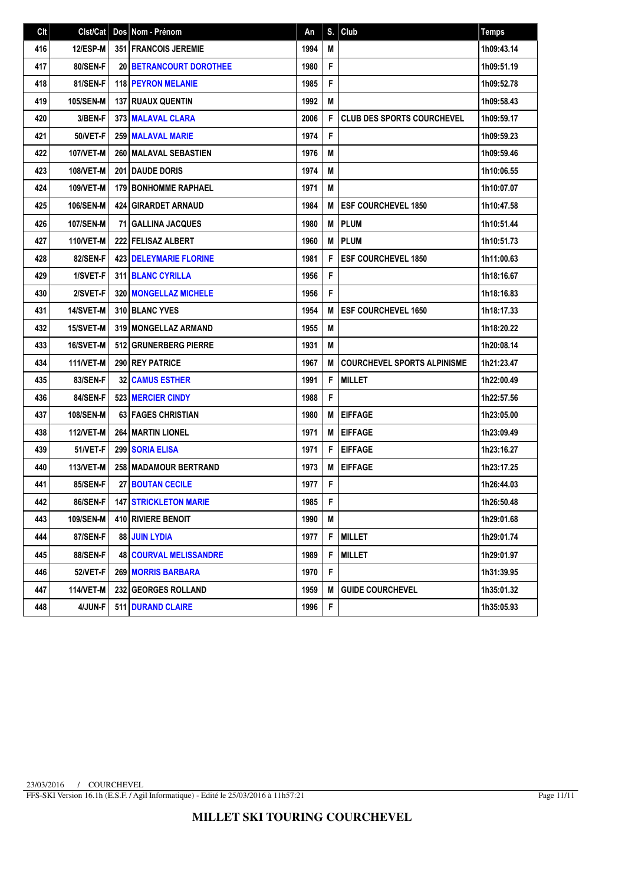| Clt | Clst/Cat | Dos | Nom - Prénom | An | S. | Club | Temps |
|---|---|---|---|---|---|---|---|
| 416 | 12/ESP-M | 351 | FRANCOIS JEREMIE | 1994 | M | | 1h09:43.14 |
| 417 | 80/SEN-F | 20 | BETRANCOURT DOROTHEE | 1980 | F | | 1h09:51.19 |
| 418 | 81/SEN-F | 118 | PEYRON MELANIE | 1985 | F | | 1h09:52.78 |
| 419 | 105/SEN-M | 137 | RUAUX QUENTIN | 1992 | M | | 1h09:58.43 |
| 420 | 3/BEN-F | 373 | MALAVAL CLARA | 2006 | F | CLUB DES SPORTS COURCHEVEL | 1h09:59.17 |
| 421 | 50/VET-F | 259 | MALAVAL MARIE | 1974 | F | | 1h09:59.23 |
| 422 | 107/VET-M | 260 | MALAVAL SEBASTIEN | 1976 | M | | 1h09:59.46 |
| 423 | 108/VET-M | 201 | DAUDE DORIS | 1974 | M | | 1h10:06.55 |
| 424 | 109/VET-M | 179 | BONHOMME RAPHAEL | 1971 | M | | 1h10:07.07 |
| 425 | 106/SEN-M | 424 | GIRARDET ARNAUD | 1984 | M | ESF COURCHEVEL 1850 | 1h10:47.58 |
| 426 | 107/SEN-M | 71 | GALLINA JACQUES | 1980 | M | PLUM | 1h10:51.44 |
| 427 | 110/VET-M | 222 | FELISAZ ALBERT | 1960 | M | PLUM | 1h10:51.73 |
| 428 | 82/SEN-F | 423 | DELEYMARIE FLORINE | 1981 | F | ESF COURCHEVEL 1850 | 1h11:00.63 |
| 429 | 1/SVET-F | 311 | BLANC CYRILLA | 1956 | F | | 1h18:16.67 |
| 430 | 2/SVET-F | 320 | MONGELLAZ MICHELE | 1956 | F | | 1h18:16.83 |
| 431 | 14/SVET-M | 310 | BLANC YVES | 1954 | M | ESF COURCHEVEL 1650 | 1h18:17.33 |
| 432 | 15/SVET-M | 319 | MONGELLAZ ARMAND | 1955 | M | | 1h18:20.22 |
| 433 | 16/SVET-M | 512 | GRUNERBERG PIERRE | 1931 | M | | 1h20:08.14 |
| 434 | 111/VET-M | 290 | REY PATRICE | 1967 | M | COURCHEVEL SPORTS ALPINISME | 1h21:23.47 |
| 435 | 83/SEN-F | 32 | CAMUS ESTHER | 1991 | F | MILLET | 1h22:00.49 |
| 436 | 84/SEN-F | 523 | MERCIER CINDY | 1988 | F | | 1h22:57.56 |
| 437 | 108/SEN-M | 63 | FAGES CHRISTIAN | 1980 | M | EIFFAGE | 1h23:05.00 |
| 438 | 112/VET-M | 264 | MARTIN LIONEL | 1971 | M | EIFFAGE | 1h23:09.49 |
| 439 | 51/VET-F | 299 | SORIA ELISA | 1971 | F | EIFFAGE | 1h23:16.27 |
| 440 | 113/VET-M | 258 | MADAMOUR BERTRAND | 1973 | M | EIFFAGE | 1h23:17.25 |
| 441 | 85/SEN-F | 27 | BOUTAN CECILE | 1977 | F | | 1h26:44.03 |
| 442 | 86/SEN-F | 147 | STRICKLETON MARIE | 1985 | F | | 1h26:50.48 |
| 443 | 109/SEN-M | 410 | RIVIERE BENOIT | 1990 | M | | 1h29:01.68 |
| 444 | 87/SEN-F | 88 | JUIN LYDIA | 1977 | F | MILLET | 1h29:01.74 |
| 445 | 88/SEN-F | 48 | COURVAL MELISSANDRE | 1989 | F | MILLET | 1h29:01.97 |
| 446 | 52/VET-F | 269 | MORRIS BARBARA | 1970 | F | | 1h31:39.95 |
| 447 | 114/VET-M | 232 | GEORGES ROLLAND | 1959 | M | GUIDE COURCHEVEL | 1h35:01.32 |
| 448 | 4/JUN-F | 511 | DURAND CLAIRE | 1996 | F | | 1h35:05.93 |

23/03/2016 / COURCHEVEL

FFS-SKI Version 16.1h (E.S.F. / Agil Informatique) - Edité le 25/03/2016 à 11h57:21

**MILLET SKI TOURING COURCHEVEL**